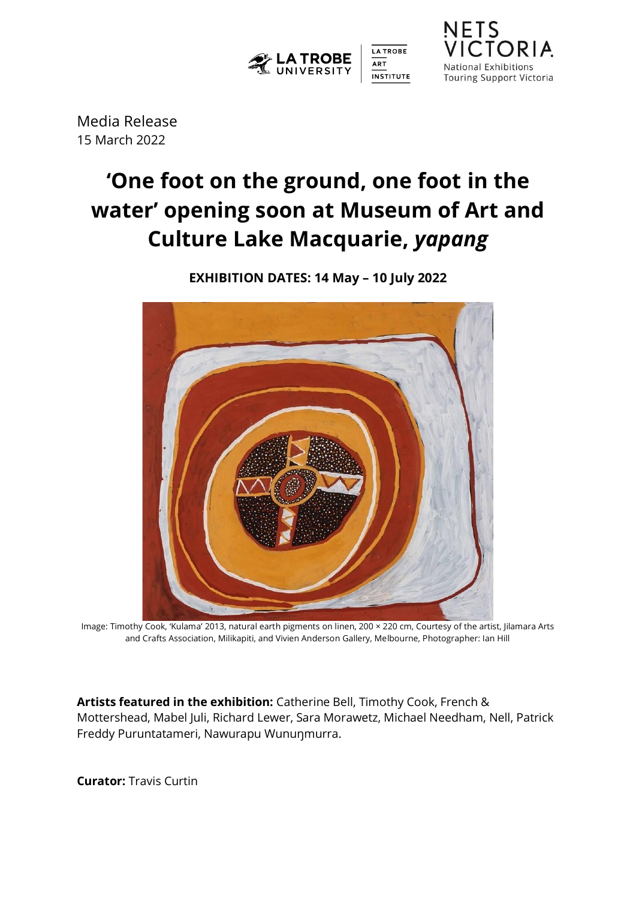Media Release
15 March 2022

# 'One foot on the ground, one foot in the water' opening soon at Museum of Art and Culture Lake Macquarie, *yapang*

**EXHIBITION DATES: 14 May – 10 July 2022**

Image: Timothy Cook, 'Kulama' 2013, natural earth pigments on linen, 200 × 220 cm, Courtesy of the artist, Jilamara Arts and Crafts Association, Milikapiti, and Vivien Anderson Gallery, Melbourne, Photographer: Ian Hill

**Artists featured in the exhibition:** Catherine Bell, Timothy Cook, French & Mottershead, Mabel Juli, Richard Lewer, Sara Morawetz, Michael Needham, Nell, Patrick Freddy Puruntatameri, Nawurapu Wunuŋmurra.

**Curator:** Travis Curtin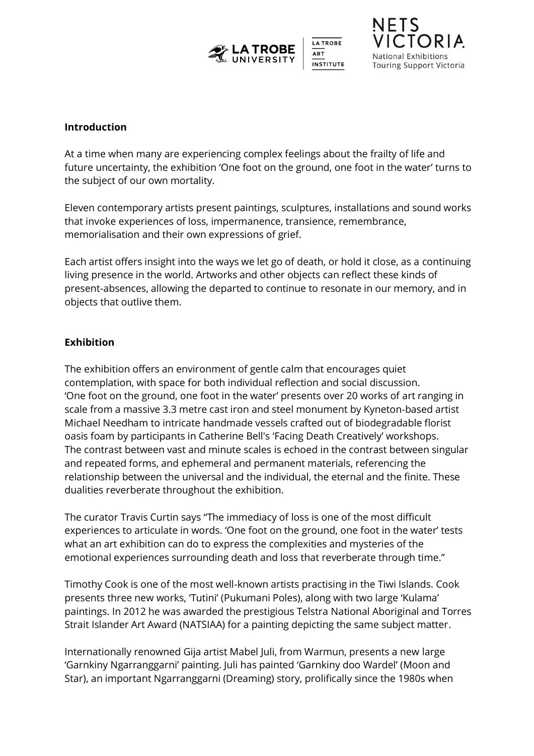## Introduction

At a time when many are experiencing complex feelings about the frailty of life and future uncertainty, the exhibition 'One foot on the ground, one foot in the water' turns to the subject of our own mortality.

Eleven contemporary artists present paintings, sculptures, installations and sound works that invoke experiences of loss, impermanence, transience, remembrance, memorialisation and their own expressions of grief.

Each artist offers insight into the ways we let go of death, or hold it close, as a continuing living presence in the world. Artworks and other objects can reflect these kinds of present-absences, allowing the departed to continue to resonate in our memory, and in objects that outlive them.

## Exhibition

The exhibition offers an environment of gentle calm that encourages quiet contemplation, with space for both individual reflection and social discussion. 'One foot on the ground, one foot in the water' presents over 20 works of art ranging in scale from a massive 3.3 metre cast iron and steel monument by Kyneton-based artist Michael Needham to intricate handmade vessels crafted out of biodegradable florist oasis foam by participants in Catherine Bell's 'Facing Death Creatively' workshops. The contrast between vast and minute scales is echoed in the contrast between singular and repeated forms, and ephemeral and permanent materials, referencing the relationship between the universal and the individual, the eternal and the finite. These dualities reverberate throughout the exhibition.

The curator Travis Curtin says "The immediacy of loss is one of the most difficult experiences to articulate in words. 'One foot on the ground, one foot in the water' tests what an art exhibition can do to express the complexities and mysteries of the emotional experiences surrounding death and loss that reverberate through time."

Timothy Cook is one of the most well-known artists practising in the Tiwi Islands. Cook presents three new works, 'Tutini' (Pukumani Poles), along with two large 'Kulama' paintings. In 2012 he was awarded the prestigious Telstra National Aboriginal and Torres Strait Islander Art Award (NATSIAA) for a painting depicting the same subject matter.

Internationally renowned Gija artist Mabel Juli, from Warmun, presents a new large 'Garnkiny Ngarranggarni' painting. Juli has painted 'Garnkiny doo Wardel' (Moon and Star), an important Ngarranggarni (Dreaming) story, prolifically since the 1980s when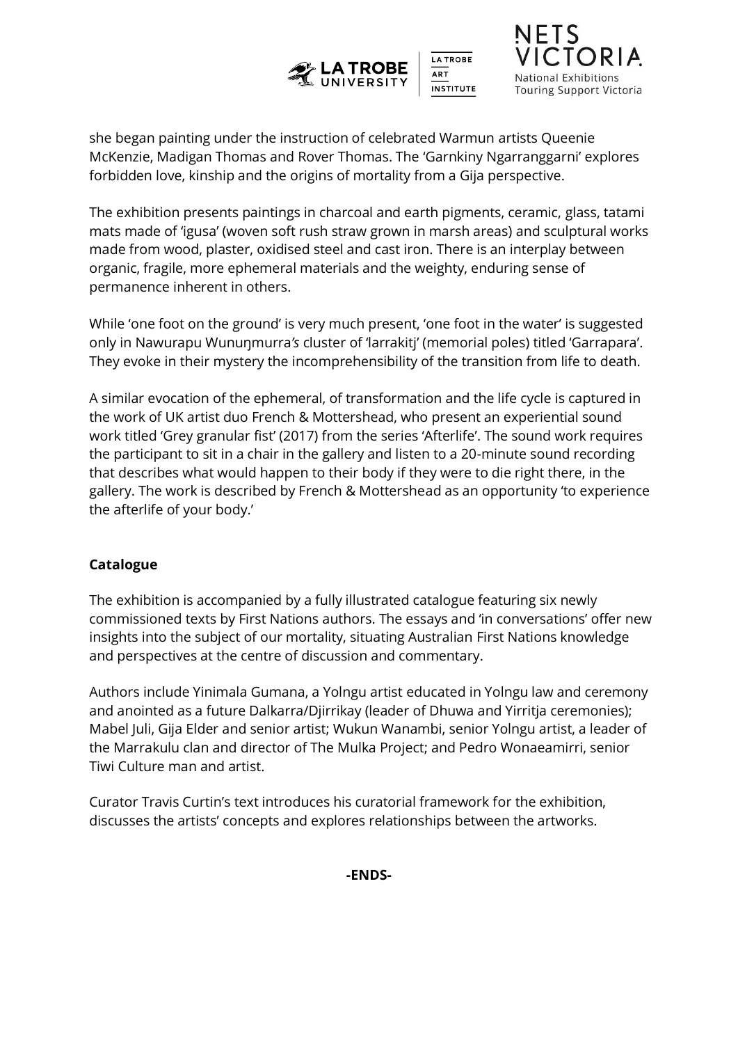she began painting under the instruction of celebrated Warmun artists Queenie McKenzie, Madigan Thomas and Rover Thomas. The 'Garnkiny Ngarranggarni' explores forbidden love, kinship and the origins of mortality from a Gija perspective.

The exhibition presents paintings in charcoal and earth pigments, ceramic, glass, tatami mats made of 'igusa' (woven soft rush straw grown in marsh areas) and sculptural works made from wood, plaster, oxidised steel and cast iron. There is an interplay between organic, fragile, more ephemeral materials and the weighty, enduring sense of permanence inherent in others.

While 'one foot on the ground' is very much present, 'one foot in the water' is suggested only in Nawurapu Wunuŋmurra's cluster of 'larrakitj' (memorial poles) titled 'Garrapara'. They evoke in their mystery the incomprehensibility of the transition from life to death.

A similar evocation of the ephemeral, of transformation and the life cycle is captured in the work of UK artist duo French & Mottershead, who present an experiential sound work titled 'Grey granular fist' (2017) from the series 'Afterlife'. The sound work requires the participant to sit in a chair in the gallery and listen to a 20-minute sound recording that describes what would happen to their body if they were to die right there, in the gallery. The work is described by French & Mottershead as an opportunity 'to experience the afterlife of your body.'

**Catalogue**

The exhibition is accompanied by a fully illustrated catalogue featuring six newly commissioned texts by First Nations authors. The essays and 'in conversations' offer new insights into the subject of our mortality, situating Australian First Nations knowledge and perspectives at the centre of discussion and commentary.

Authors include Yinimala Gumana, a Yolngu artist educated in Yolngu law and ceremony and anointed as a future Dalkarra/Djirrikay (leader of Dhuwa and Yirritja ceremonies); Mabel Juli, Gija Elder and senior artist; Wukun Wanambi, senior Yolngu artist, a leader of the Marrakulu clan and director of The Mulka Project; and Pedro Wonaeamirri, senior Tiwi Culture man and artist.

Curator Travis Curtin's text introduces his curatorial framework for the exhibition, discusses the artists' concepts and explores relationships between the artworks.

**-ENDS-**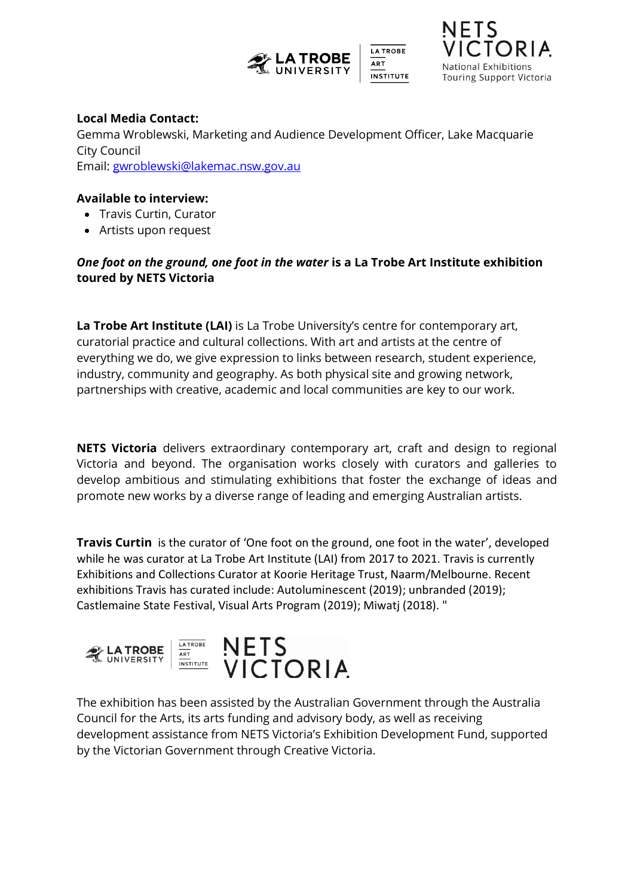**Local Media Contact:**
Gemma Wroblewski, Marketing and Audience Development Officer, Lake Macquarie City Council
Email: [gwroblewski@lakemac.nsw.gov.au](mailto:gwroblewski@lakemac.nsw.gov.au)

**Available to interview:**

- Travis Curtin, Curator
- Artists upon request

***One foot on the ground, one foot in the water*** **is a La Trobe Art Institute exhibition toured by NETS Victoria**

**La Trobe Art Institute (LAI)** is La Trobe University's centre for contemporary art, curatorial practice and cultural collections. With art and artists at the centre of everything we do, we give expression to links between research, student experience, industry, community and geography. As both physical site and growing network, partnerships with creative, academic and local communities are key to our work.

**NETS Victoria** delivers extraordinary contemporary art, craft and design to regional Victoria and beyond. The organisation works closely with curators and galleries to develop ambitious and stimulating exhibitions that foster the exchange of ideas and promote new works by a diverse range of leading and emerging Australian artists.

**Travis Curtin** is the curator of 'One foot on the ground, one foot in the water', developed while he was curator at La Trobe Art Institute (LAI) from 2017 to 2021. Travis is currently Exhibitions and Collections Curator at Koorie Heritage Trust, Naarm/Melbourne. Recent exhibitions Travis has curated include: Autoluminescent (2019); unbranded (2019); Castlemaine State Festival, Visual Arts Program (2019); Miwatj (2018). "

The exhibition has been assisted by the Australian Government through the Australia Council for the Arts, its arts funding and advisory body, as well as receiving development assistance from NETS Victoria's Exhibition Development Fund, supported by the Victorian Government through Creative Victoria.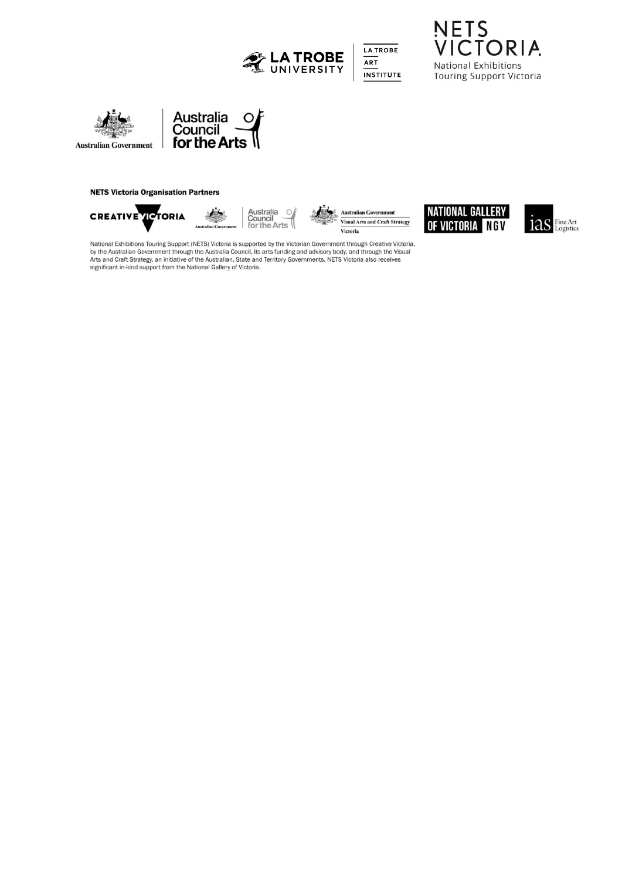**NETS Victoria Organisation Partners**

National Exhibitions Touring Support (NETS) Victoria is supported by the Victorian Government through Creative Victoria, by the Australian Government through the Australia Council, its arts funding and advisory body, and through the Visual Arts and Craft Strategy, an initiative of the Australian, State and Territory Governments. NETS Victoria also receives significant in-kind support from the National Gallery of Victoria.